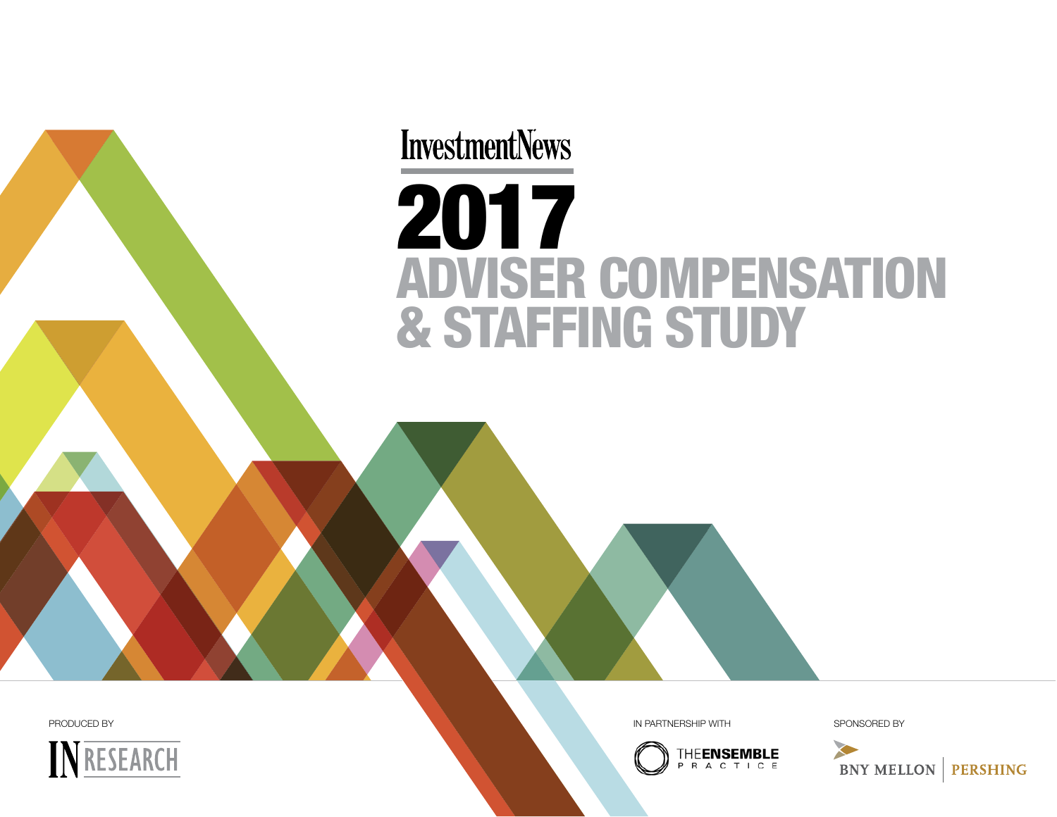InvestmentNews

# 2017 ADVISER COMPENSATION & STAFFING STUDY

PRODUCED BY

IN RESEARCH

IN PARTNERSHIP WITH

THE ENSEMBLE PRACTICE

SPONSORED BY

BNY MELLON | PERSHING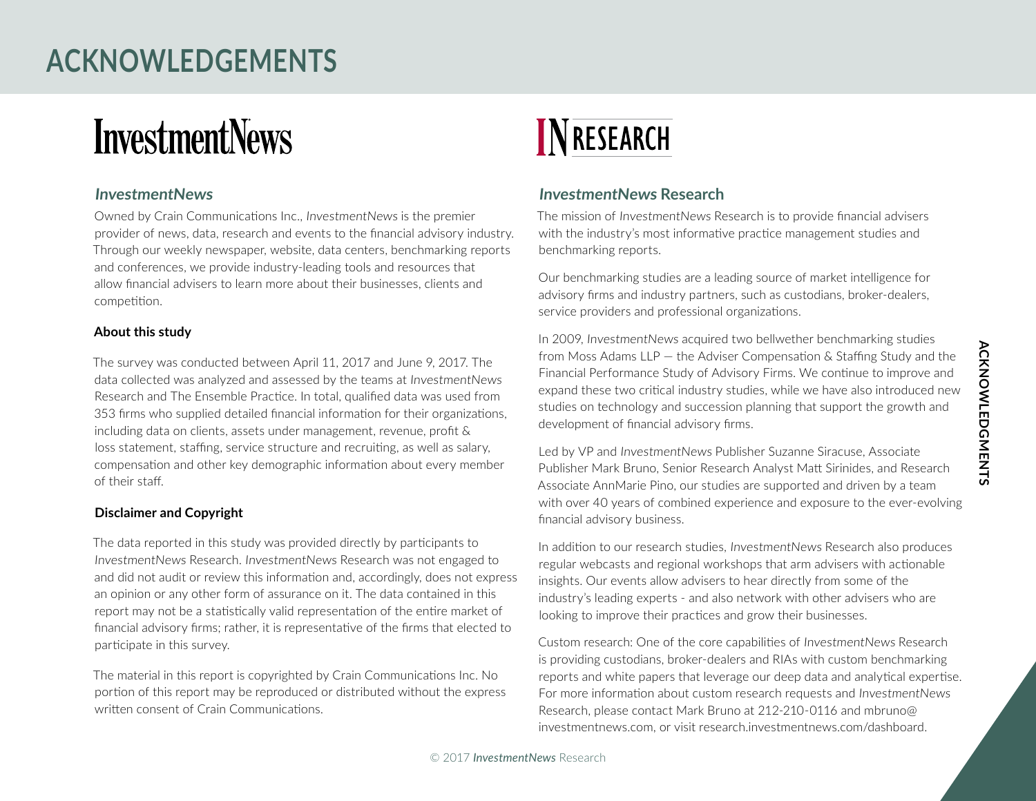# ACKNOWLEDGEMENTS

## *InvestmentNews*

Owned by Crain Communications Inc., *InvestmentNews* is the premier provider of news, data, research and events to the financial advisory industry. Through our weekly newspaper, website, data centers, benchmarking reports and conferences, we provide industry-leading tools and resources that allow financial advisers to learn more about their businesses, clients and competition.

### About this study

The survey was conducted between April 11, 2017 and June 9, 2017. The data collected was analyzed and assessed by the teams at *InvestmentNews* Research and The Ensemble Practice. In total, qualified data was used from 353 firms who supplied detailed financial information for their organizations, including data on clients, assets under management, revenue, profit & loss statement, staffing, service structure and recruiting, as well as salary, compensation and other key demographic information about every member of their staff.

### Disclaimer and Copyright

The data reported in this study was provided directly by participants to *InvestmentNews* Research. *InvestmentNews* Research was not engaged to and did not audit or review this information and, accordingly, does not express an opinion or any other form of assurance on it. The data contained in this report may not be a statistically valid representation of the entire market of financial advisory firms; rather, it is representative of the firms that elected to participate in this survey.

The material in this report is copyrighted by Crain Communications Inc. No portion of this report may be reproduced or distributed without the express written consent of Crain Communications.

## *InvestmentNews* Research

The mission of *InvestmentNews* Research is to provide financial advisers with the industry's most informative practice management studies and benchmarking reports.

Our benchmarking studies are a leading source of market intelligence for advisory firms and industry partners, such as custodians, broker-dealers, service providers and professional organizations.

In 2009, *InvestmentNews* acquired two bellwether benchmarking studies from Moss Adams LLP — the Adviser Compensation & Staffing Study and the Financial Performance Study of Advisory Firms. We continue to improve and expand these two critical industry studies, while we have also introduced new studies on technology and succession planning that support the growth and development of financial advisory firms.

Led by VP and *InvestmentNews* Publisher Suzanne Siracuse, Associate Publisher Mark Bruno, Senior Research Analyst Matt Sirinides, and Research Associate AnnMarie Pino, our studies are supported and driven by a team with over 40 years of combined experience and exposure to the ever-evolving financial advisory business.

In addition to our research studies, *InvestmentNews* Research also produces regular webcasts and regional workshops that arm advisers with actionable insights. Our events allow advisers to hear directly from some of the industry's leading experts - and also network with other advisers who are looking to improve their practices and grow their businesses.

Custom research: One of the core capabilities of *InvestmentNews* Research is providing custodians, broker-dealers and RIAs with custom benchmarking reports and white papers that leverage our deep data and analytical expertise. For more information about custom research requests and *InvestmentNews* Research, please contact Mark Bruno at 212-210-0116 and mbruno@investmentnews.com, or visit research.investmentnews.com/dashboard.

© 2017 *InvestmentNews* Research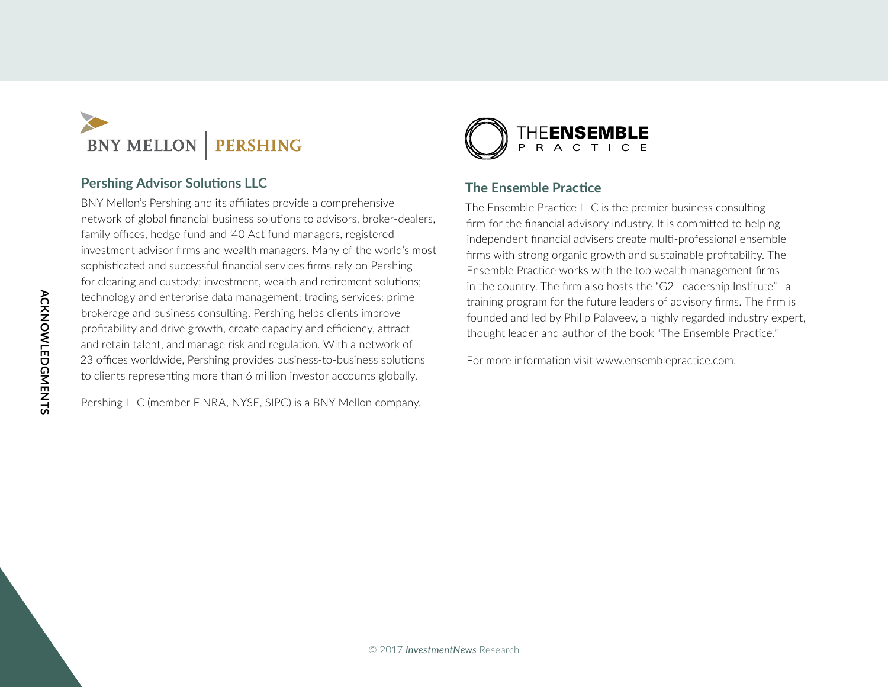## Pershing Advisor Solutions LLC

BNY Mellon's Pershing and its affiliates provide a comprehensive network of global financial business solutions to advisors, broker-dealers, family offices, hedge fund and '40 Act fund managers, registered investment advisor firms and wealth managers. Many of the world's most sophisticated and successful financial services firms rely on Pershing for clearing and custody; investment, wealth and retirement solutions; technology and enterprise data management; trading services; prime brokerage and business consulting. Pershing helps clients improve profitability and drive growth, create capacity and efficiency, attract and retain talent, and manage risk and regulation. With a network of 23 offices worldwide, Pershing provides business-to-business solutions to clients representing more than 6 million investor accounts globally.

Pershing LLC (member FINRA, NYSE, SIPC) is a BNY Mellon company.

## The Ensemble Practice

The Ensemble Practice LLC is the premier business consulting firm for the financial advisory industry. It is committed to helping independent financial advisers create multi-professional ensemble firms with strong organic growth and sustainable profitability. The Ensemble Practice works with the top wealth management firms in the country. The firm also hosts the "G2 Leadership Institute"—a training program for the future leaders of advisory firms. The firm is founded and led by Philip Palaveev, a highly regarded industry expert, thought leader and author of the book "The Ensemble Practice."

For more information visit www.ensemblepractice.com.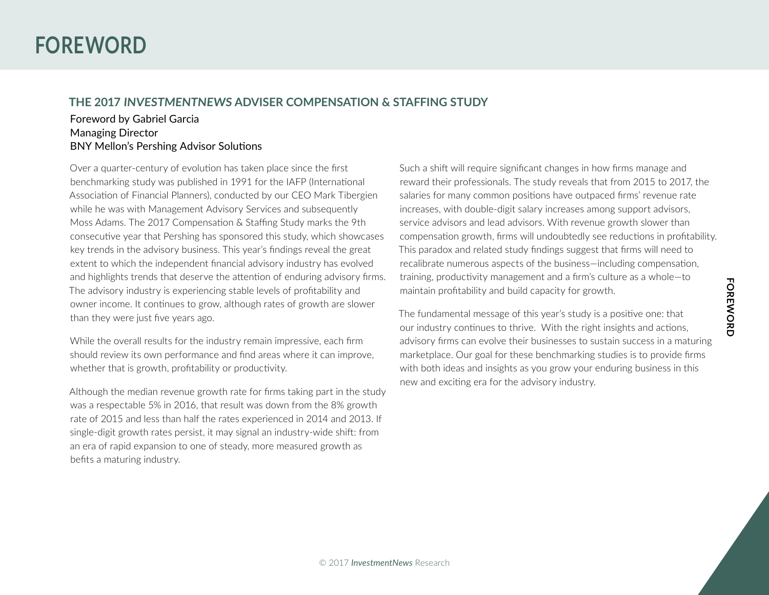# FOREWORD

## THE 2017 *INVESTMENTNEWS* ADVISER COMPENSATION & STAFFING STUDY

Foreword by Gabriel Garcia
Managing Director
BNY Mellon's Pershing Advisor Solutions

Over a quarter-century of evolution has taken place since the first benchmarking study was published in 1991 for the IAFP (International Association of Financial Planners), conducted by our CEO Mark Tibergien while he was with Management Advisory Services and subsequently Moss Adams. The 2017 Compensation & Staffing Study marks the 9th consecutive year that Pershing has sponsored this study, which showcases key trends in the advisory business. This year's findings reveal the great extent to which the independent financial advisory industry has evolved and highlights trends that deserve the attention of enduring advisory firms. The advisory industry is experiencing stable levels of profitability and owner income. It continues to grow, although rates of growth are slower than they were just five years ago.

While the overall results for the industry remain impressive, each firm should review its own performance and find areas where it can improve, whether that is growth, profitability or productivity.

Although the median revenue growth rate for firms taking part in the study was a respectable 5% in 2016, that result was down from the 8% growth rate of 2015 and less than half the rates experienced in 2014 and 2013. If single-digit growth rates persist, it may signal an industry-wide shift: from an era of rapid expansion to one of steady, more measured growth as befits a maturing industry.

Such a shift will require significant changes in how firms manage and reward their professionals. The study reveals that from 2015 to 2017, the salaries for many common positions have outpaced firms' revenue rate increases, with double-digit salary increases among support advisors, service advisors and lead advisors. With revenue growth slower than compensation growth, firms will undoubtedly see reductions in profitability. This paradox and related study findings suggest that firms will need to recalibrate numerous aspects of the business—including compensation, training, productivity management and a firm's culture as a whole—to maintain profitability and build capacity for growth.

The fundamental message of this year's study is a positive one: that our industry continues to thrive. With the right insights and actions, advisory firms can evolve their businesses to sustain success in a maturing marketplace. Our goal for these benchmarking studies is to provide firms with both ideas and insights as you grow your enduring business in this new and exciting era for the advisory industry.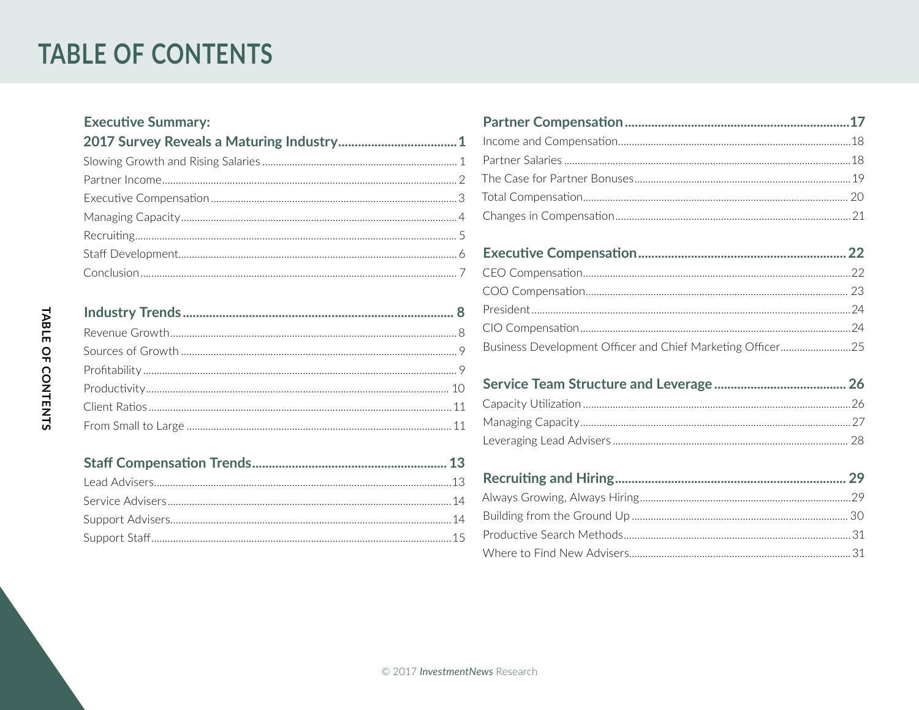# TABLE OF CONTENTS

**Executive Summary:**
**2017 Survey Reveals a Maturing Industry....1**

- Slowing Growth and Rising Salaries....1
- Partner Income....2
- Executive Compensation....3
- Managing Capacity....4
- Recruiting....5
- Staff Development....6
- Conclusion....7

**Industry Trends....8**

- Revenue Growth....8
- Sources of Growth....9
- Profitability....9
- Productivity....10
- Client Ratios....11
- From Small to Large....11

**Staff Compensation Trends....13**

- Lead Advisers....13
- Service Advisers....14
- Support Advisers....14
- Support Staff....15

**Partner Compensation....17**

- Income and Compensation....18
- Partner Salaries....18
- The Case for Partner Bonuses....19
- Total Compensation....20
- Changes in Compensation....21

**Executive Compensation....22**

- CEO Compensation....22
- COO Compensation....23
- President....24
- CIO Compensation....24
- Business Development Officer and Chief Marketing Officer....25

**Service Team Structure and Leverage....26**

- Capacity Utilization....26
- Managing Capacity....27
- Leveraging Lead Advisers....28

**Recruiting and Hiring....29**

- Always Growing, Always Hiring....29
- Building from the Ground Up....30
- Productive Search Methods....31
- Where to Find New Advisers....31

© 2017 *InvestmentNews* Research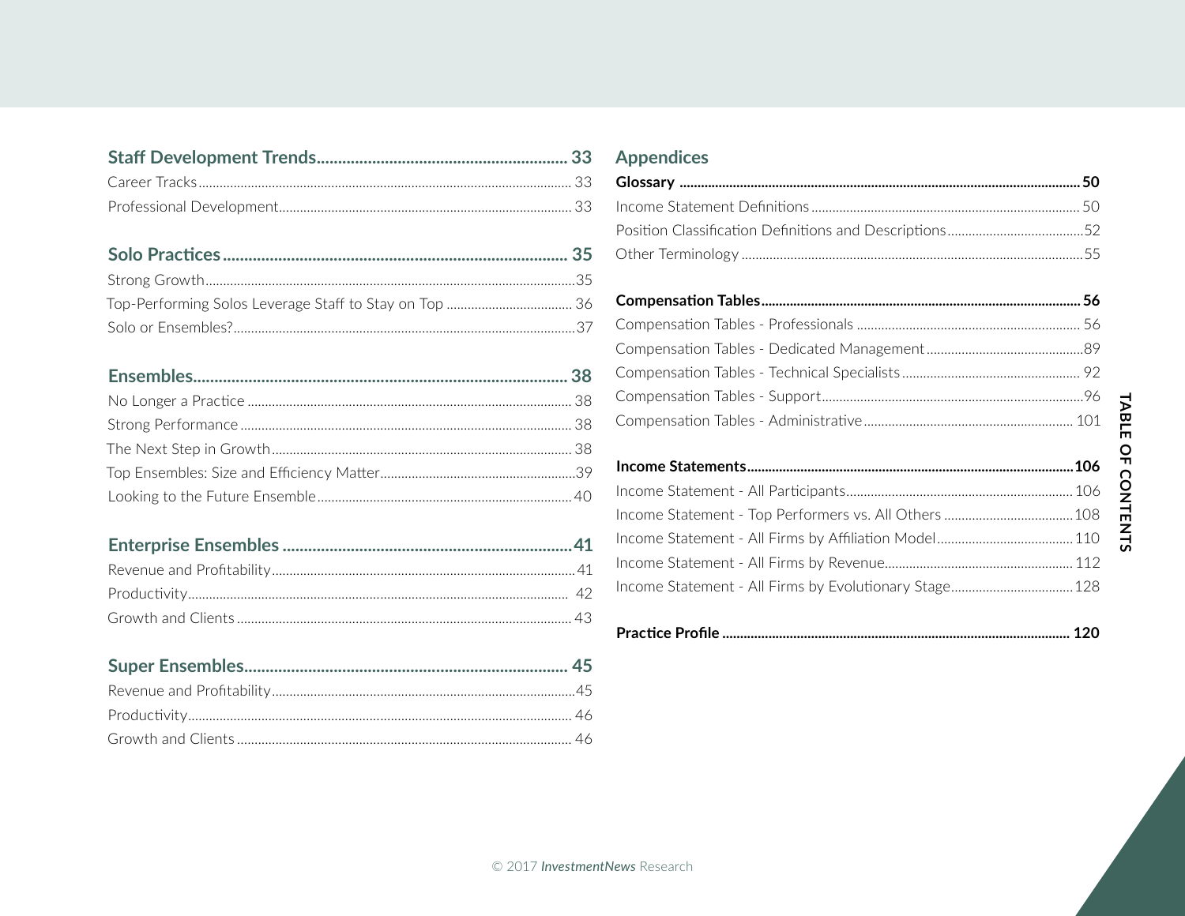**Staff Development Trends** .......... 33

Career Tracks .......... 33

Professional Development .......... 33

**Solo Practices** .......... 35

Strong Growth .......... 35

Top-Performing Solos Leverage Staff to Stay on Top .......... 36

Solo or Ensembles? .......... 37

**Ensembles** .......... 38

No Longer a Practice .......... 38

Strong Performance .......... 38

The Next Step in Growth .......... 38

Top Ensembles: Size and Efficiency Matter .......... 39

Looking to the Future Ensemble .......... 40

**Enterprise Ensembles** .......... 41

Revenue and Profitability .......... 41

Productivity .......... 42

Growth and Clients .......... 43

**Super Ensembles** .......... 45

Revenue and Profitability .......... 45

Productivity .......... 46

Growth and Clients .......... 46

## Appendices

**Glossary** .......... 50

Income Statement Definitions .......... 50

Position Classification Definitions and Descriptions .......... 52

Other Terminology .......... 55

**Compensation Tables** .......... 56

Compensation Tables - Professionals .......... 56

Compensation Tables - Dedicated Management .......... 89

Compensation Tables - Technical Specialists .......... 92

Compensation Tables - Support .......... 96

Compensation Tables - Administrative .......... 101

**Income Statements** .......... 106

Income Statement - All Participants .......... 106

Income Statement - Top Performers vs. All Others .......... 108

Income Statement - All Firms by Affiliation Model .......... 110

Income Statement - All Firms by Revenue .......... 112

Income Statement - All Firms by Evolutionary Stage .......... 128

**Practice Profile** .......... 120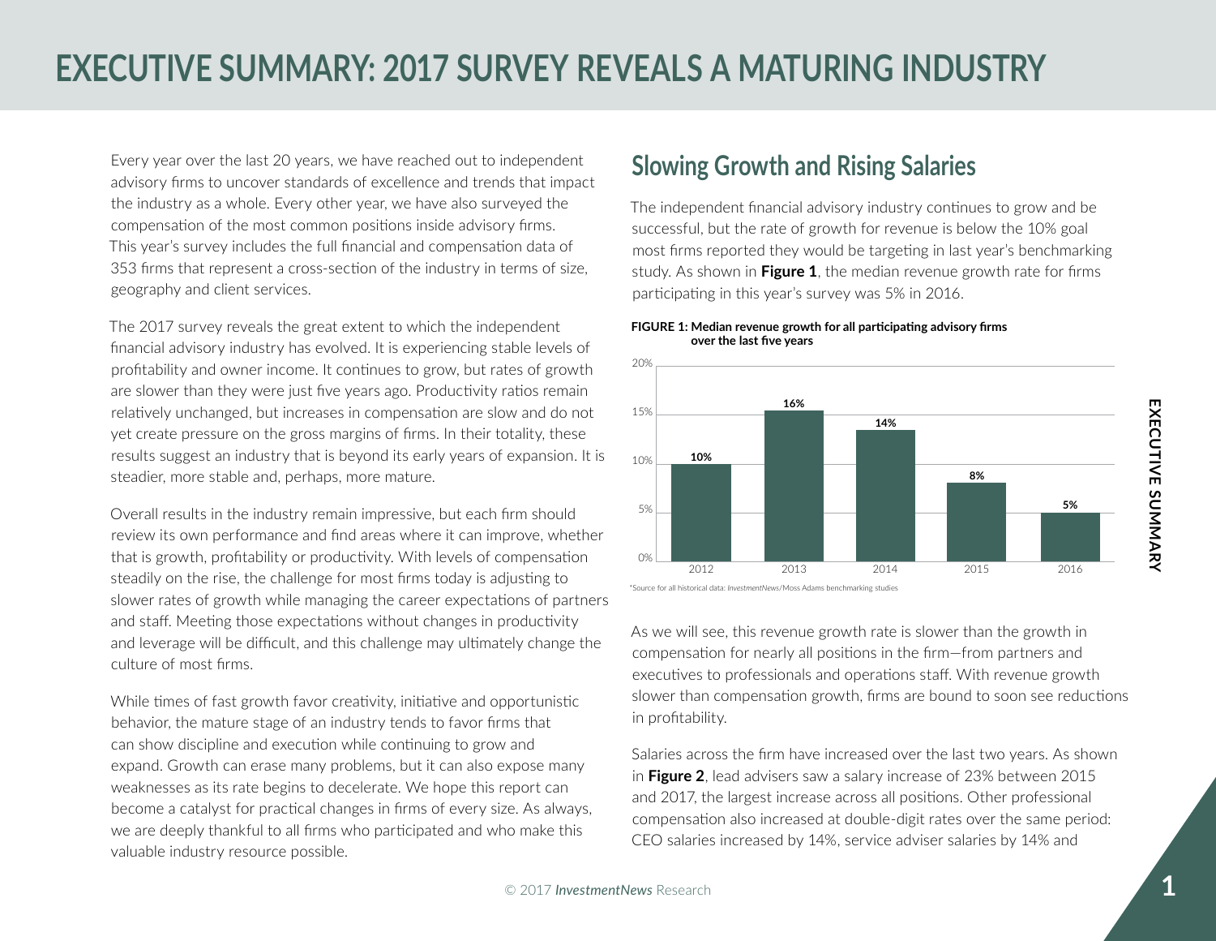# EXECUTIVE SUMMARY: 2017 SURVEY REVEALS A MATURING INDUSTRY

Every year over the last 20 years, we have reached out to independent advisory firms to uncover standards of excellence and trends that impact the industry as a whole. Every other year, we have also surveyed the compensation of the most common positions inside advisory firms. This year's survey includes the full financial and compensation data of 353 firms that represent a cross-section of the industry in terms of size, geography and client services.

The 2017 survey reveals the great extent to which the independent financial advisory industry has evolved. It is experiencing stable levels of profitability and owner income. It continues to grow, but rates of growth are slower than they were just five years ago. Productivity ratios remain relatively unchanged, but increases in compensation are slow and do not yet create pressure on the gross margins of firms. In their totality, these results suggest an industry that is beyond its early years of expansion. It is steadier, more stable and, perhaps, more mature.

Overall results in the industry remain impressive, but each firm should review its own performance and find areas where it can improve, whether that is growth, profitability or productivity. With levels of compensation steadily on the rise, the challenge for most firms today is adjusting to slower rates of growth while managing the career expectations of partners and staff. Meeting those expectations without changes in productivity and leverage will be difficult, and this challenge may ultimately change the culture of most firms.

While times of fast growth favor creativity, initiative and opportunistic behavior, the mature stage of an industry tends to favor firms that can show discipline and execution while continuing to grow and expand. Growth can erase many problems, but it can also expose many weaknesses as its rate begins to decelerate. We hope this report can become a catalyst for practical changes in firms of every size. As always, we are deeply thankful to all firms who participated and who make this valuable industry resource possible.

## Slowing Growth and Rising Salaries

The independent financial advisory industry continues to grow and be successful, but the rate of growth for revenue is below the 10% goal most firms reported they would be targeting in last year's benchmarking study. As shown in **Figure 1**, the median revenue growth rate for firms participating in this year's survey was 5% in 2016.

**FIGURE 1: Median revenue growth for all participating advisory firms over the last five years**

| Year | Median revenue growth |
|---|---|
| 2012 | 10% |
| 2013 | 16% |
| 2014 | 14% |
| 2015 | 8% |
| 2016 | 5% |

*Source for all historical data: *InvestmentNews*/Moss Adams benchmarking studies

As we will see, this revenue growth rate is slower than the growth in compensation for nearly all positions in the firm—from partners and executives to professionals and operations staff. With revenue growth slower than compensation growth, firms are bound to soon see reductions in profitability.

Salaries across the firm have increased over the last two years. As shown in **Figure 2**, lead advisers saw a salary increase of 23% between 2015 and 2017, the largest increase across all positions. Other professional compensation also increased at double-digit rates over the same period: CEO salaries increased by 14%, service adviser salaries by 14% and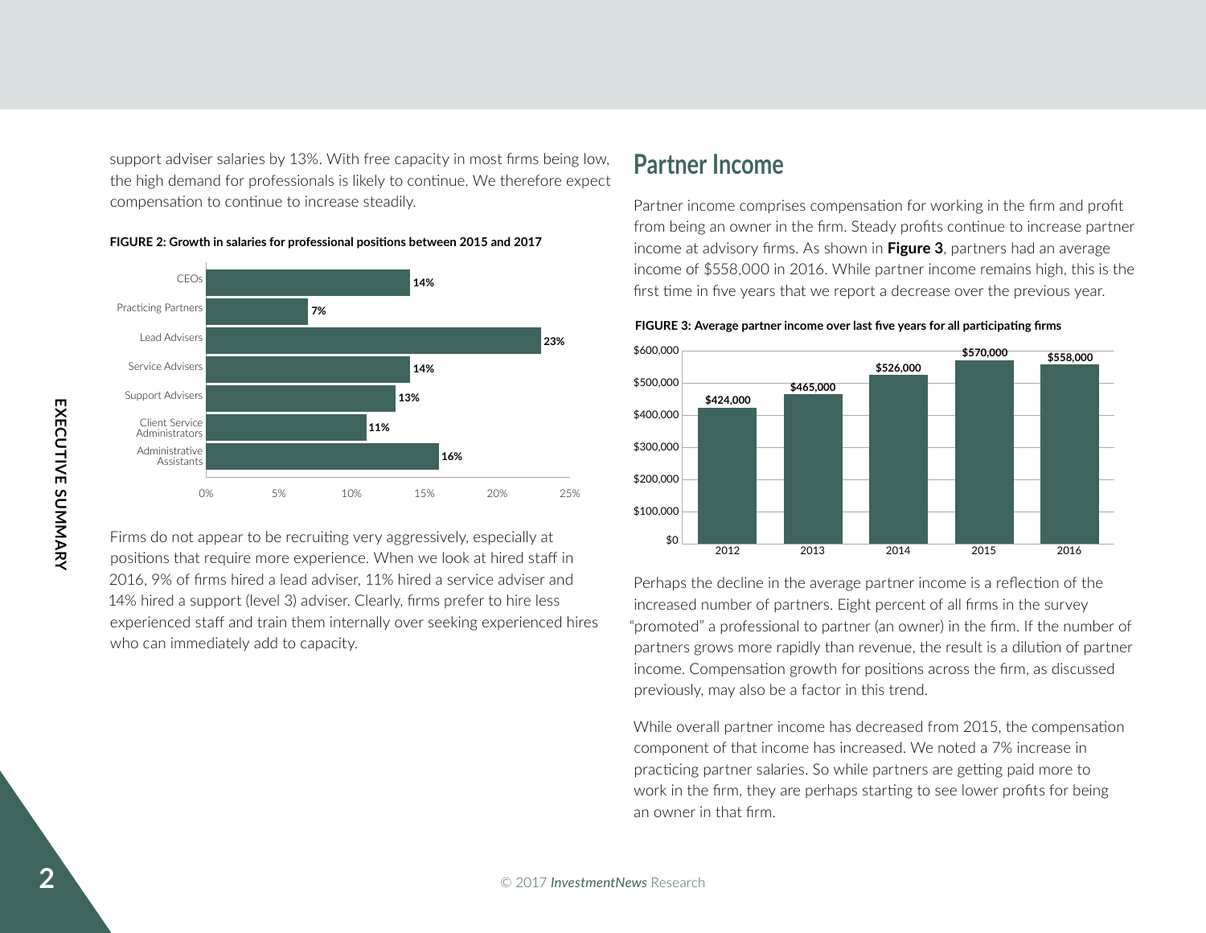support adviser salaries by 13%. With free capacity in most firms being low, the high demand for professionals is likely to continue. We therefore expect compensation to continue to increase steadily.

**FIGURE 2: Growth in salaries for professional positions between 2015 and 2017**

| Position | Growth |
|---|---|
| CEOs | 14% |
| Practicing Partners | 7% |
| Lead Advisers | 23% |
| Service Advisers | 14% |
| Support Advisers | 13% |
| Client Service Administrators | 11% |
| Administrative Assistants | 16% |

Firms do not appear to be recruiting very aggressively, especially at positions that require more experience. When we look at hired staff in 2016, 9% of firms hired a lead adviser, 11% hired a service adviser and 14% hired a support (level 3) adviser. Clearly, firms prefer to hire less experienced staff and train them internally over seeking experienced hires who can immediately add to capacity.

## Partner Income

Partner income comprises compensation for working in the firm and profit from being an owner in the firm. Steady profits continue to increase partner income at advisory firms. As shown in **Figure 3**, partners had an average income of $558,000 in 2016. While partner income remains high, this is the first time in five years that we report a decrease over the previous year.

**FIGURE 3: Average partner income over last five years for all participating firms**

| Year | Average partner income |
|---|---|
| 2012 | $424,000 |
| 2013 | $465,000 |
| 2014 | $526,000 |
| 2015 | $570,000 |
| 2016 | $558,000 |

Perhaps the decline in the average partner income is a reflection of the increased number of partners. Eight percent of all firms in the survey "promoted" a professional to partner (an owner) in the firm. If the number of partners grows more rapidly than revenue, the result is a dilution of partner income. Compensation growth for positions across the firm, as discussed previously, may also be a factor in this trend.

While overall partner income has decreased from 2015, the compensation component of that income has increased. We noted a 7% increase in practicing partner salaries. So while partners are getting paid more to work in the firm, they are perhaps starting to see lower profits for being an owner in that firm.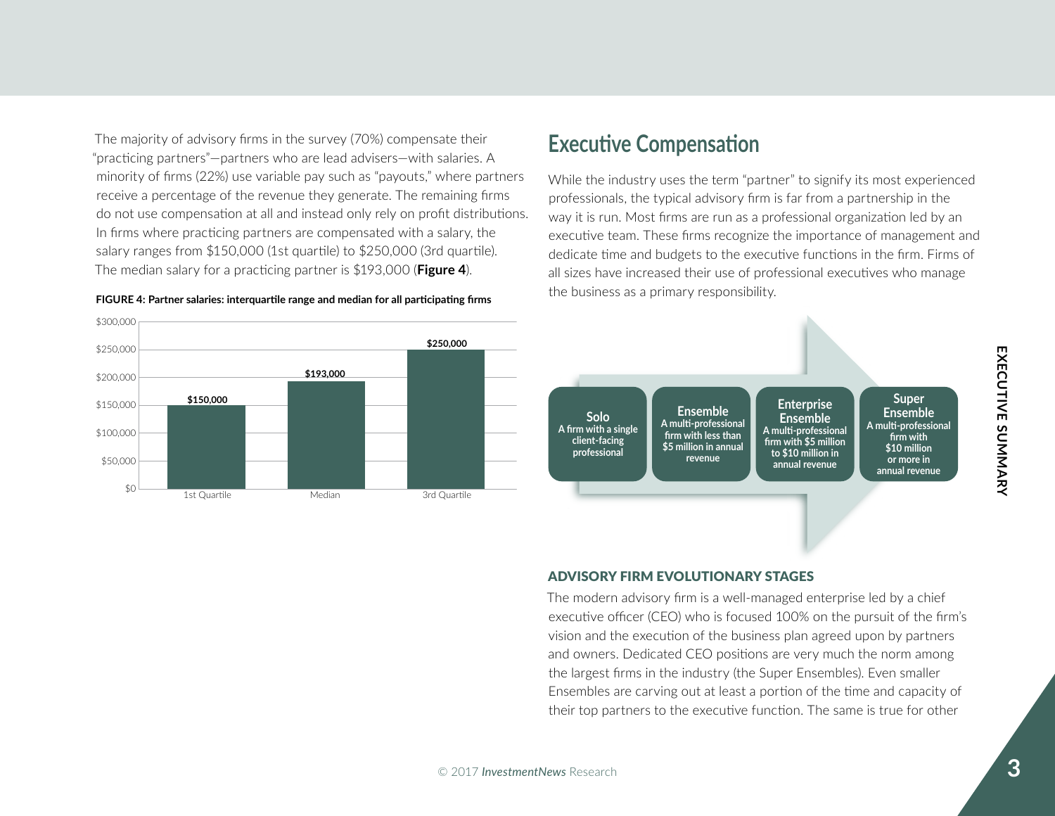The majority of advisory firms in the survey (70%) compensate their "practicing partners"—partners who are lead advisers—with salaries. A minority of firms (22%) use variable pay such as "payouts," where partners receive a percentage of the revenue they generate. The remaining firms do not use compensation at all and instead only rely on profit distributions. In firms where practicing partners are compensated with a salary, the salary ranges from $150,000 (1st quartile) to $250,000 (3rd quartile). The median salary for a practicing partner is $193,000 (**Figure 4**).

**FIGURE 4: Partner salaries: interquartile range and median for all participating firms**

| | Salary |
|---|---|
| 1st Quartile | $150,000 |
| Median | $193,000 |
| 3rd Quartile | $250,000 |

## Executive Compensation

While the industry uses the term "partner" to signify its most experienced professionals, the typical advisory firm is far from a partnership in the way it is run. Most firms are run as a professional organization led by an executive team. These firms recognize the importance of management and dedicate time and budgets to the executive functions in the firm. Firms of all sizes have increased their use of professional executives who manage the business as a primary responsibility.

**Solo** A firm with a single client-facing professional

**Ensemble** A multi-professional firm with less than $5 million in annual revenue

**Enterprise Ensemble** A multi-professional firm with $5 million to $10 million in annual revenue

**Super Ensemble** A multi-professional firm with $10 million or more in annual revenue

### ADVISORY FIRM EVOLUTIONARY STAGES

The modern advisory firm is a well-managed enterprise led by a chief executive officer (CEO) who is focused 100% on the pursuit of the firm's vision and the execution of the business plan agreed upon by partners and owners. Dedicated CEO positions are very much the norm among the largest firms in the industry (the Super Ensembles). Even smaller Ensembles are carving out at least a portion of the time and capacity of their top partners to the executive function. The same is true for other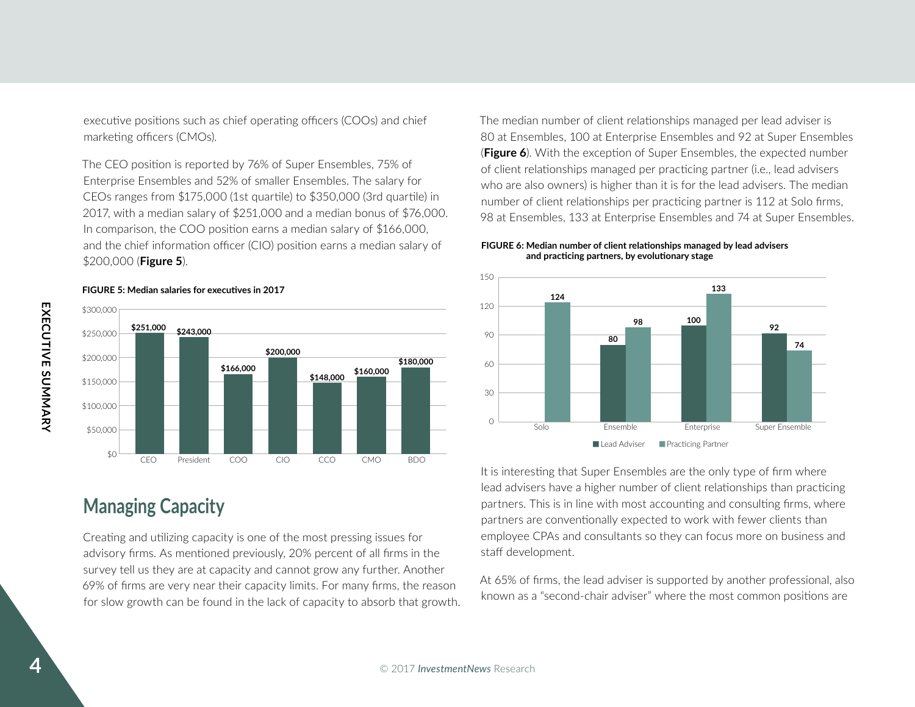executive positions such as chief operating officers (COOs) and chief marketing officers (CMOs).

The CEO position is reported by 76% of Super Ensembles, 75% of Enterprise Ensembles and 52% of smaller Ensembles. The salary for CEOs ranges from $175,000 (1st quartile) to $350,000 (3rd quartile) in 2017, with a median salary of $251,000 and a median bonus of $76,000. In comparison, the COO position earns a median salary of $166,000, and the chief information officer (CIO) position earns a median salary of $200,000 (**Figure 5**).

**FIGURE 5: Median salaries for executives in 2017**

| Position | Median Salary |
|---|---|
| CEO | $251,000 |
| President | $243,000 |
| COO | $166,000 |
| CIO | $200,000 |
| CCO | $148,000 |
| CMO | $160,000 |
| BDO | $180,000 |

## Managing Capacity

Creating and utilizing capacity is one of the most pressing issues for advisory firms. As mentioned previously, 20% percent of all firms in the survey tell us they are at capacity and cannot grow any further. Another 69% of firms are very near their capacity limits. For many firms, the reason for slow growth can be found in the lack of capacity to absorb that growth.

The median number of client relationships managed per lead adviser is 80 at Ensembles, 100 at Enterprise Ensembles and 92 at Super Ensembles (**Figure 6**). With the exception of Super Ensembles, the expected number of client relationships managed per practicing partner (i.e., lead advisers who are also owners) is higher than it is for the lead advisers. The median number of client relationships per practicing partner is 112 at Solo firms, 98 at Ensembles, 133 at Enterprise Ensembles and 74 at Super Ensembles.

**FIGURE 6: Median number of client relationships managed by lead advisers and practicing partners, by evolutionary stage**

| | Lead Adviser | Practicing Partner |
|---|---|---|
| Solo | | 124 |
| Ensemble | 80 | 98 |
| Enterprise | 100 | 133 |
| Super Ensemble | 92 | 74 |

It is interesting that Super Ensembles are the only type of firm where lead advisers have a higher number of client relationships than practicing partners. This is in line with most accounting and consulting firms, where partners are conventionally expected to work with fewer clients than employee CPAs and consultants so they can focus more on business and staff development.

At 65% of firms, the lead adviser is supported by another professional, also known as a "second-chair adviser" where the most common positions are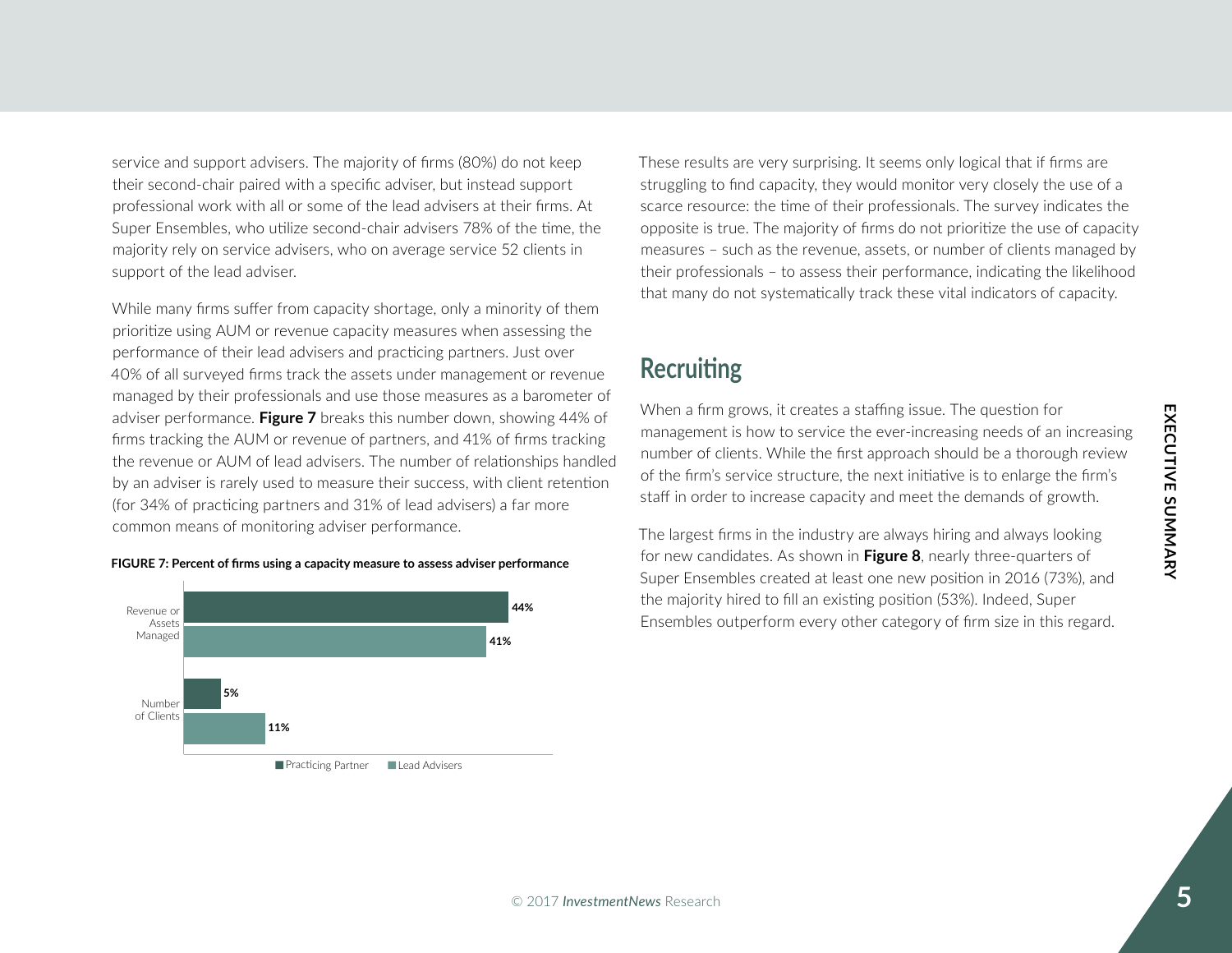service and support advisers. The majority of firms (80%) do not keep their second-chair paired with a specific adviser, but instead support professional work with all or some of the lead advisers at their firms. At Super Ensembles, who utilize second-chair advisers 78% of the time, the majority rely on service advisers, who on average service 52 clients in support of the lead adviser.

While many firms suffer from capacity shortage, only a minority of them prioritize using AUM or revenue capacity measures when assessing the performance of their lead advisers and practicing partners. Just over 40% of all surveyed firms track the assets under management or revenue managed by their professionals and use those measures as a barometer of adviser performance. **Figure 7** breaks this number down, showing 44% of firms tracking the AUM or revenue of partners, and 41% of firms tracking the revenue or AUM of lead advisers. The number of relationships handled by an adviser is rarely used to measure their success, with client retention (for 34% of practicing partners and 31% of lead advisers) a far more common means of monitoring adviser performance.

**FIGURE 7: Percent of firms using a capacity measure to assess adviser performance**

| | Practicing Partner | Lead Advisers |
|---|---|---|
| Revenue or Assets Managed | 44% | 41% |
| Number of Clients | 5% | 11% |

These results are very surprising. It seems only logical that if firms are struggling to find capacity, they would monitor very closely the use of a scarce resource: the time of their professionals. The survey indicates the opposite is true. The majority of firms do not prioritize the use of capacity measures – such as the revenue, assets, or number of clients managed by their professionals – to assess their performance, indicating the likelihood that many do not systematically track these vital indicators of capacity.

## Recruiting

When a firm grows, it creates a staffing issue. The question for management is how to service the ever-increasing needs of an increasing number of clients. While the first approach should be a thorough review of the firm's service structure, the next initiative is to enlarge the firm's staff in order to increase capacity and meet the demands of growth.

The largest firms in the industry are always hiring and always looking for new candidates. As shown in **Figure 8**, nearly three-quarters of Super Ensembles created at least one new position in 2016 (73%), and the majority hired to fill an existing position (53%). Indeed, Super Ensembles outperform every other category of firm size in this regard.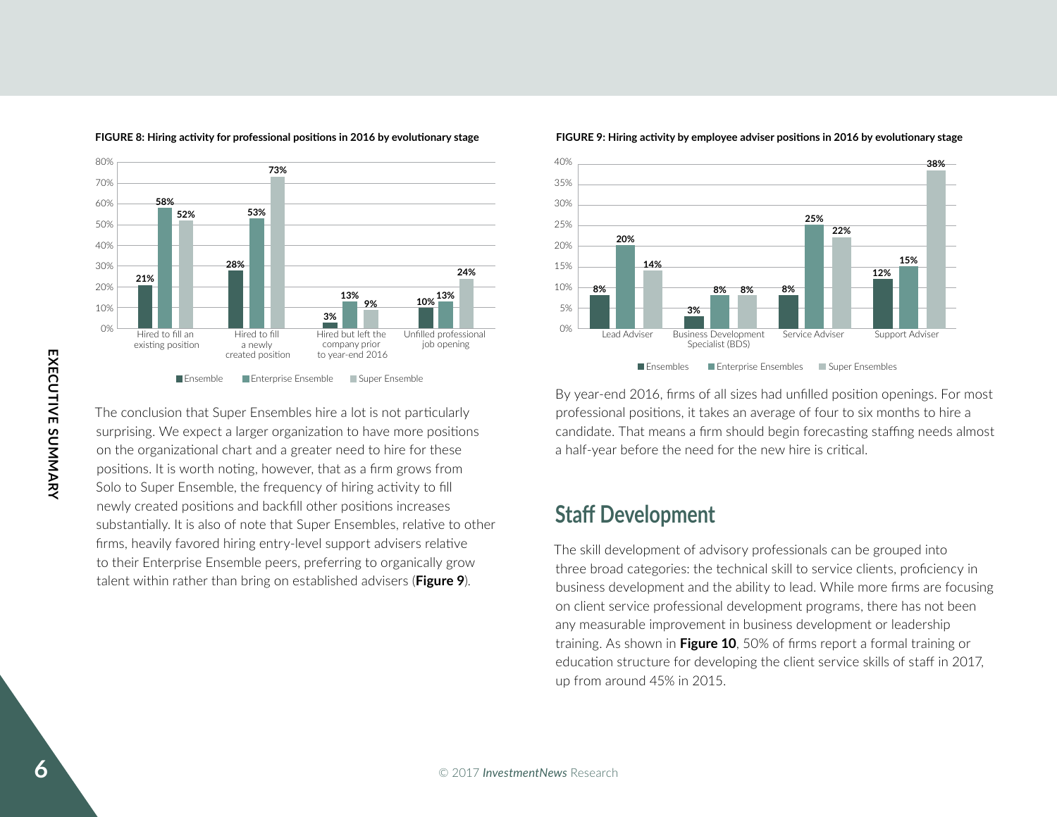**FIGURE 8: Hiring activity for professional positions in 2016 by evolutionary stage**

| | Ensemble | Enterprise Ensemble | Super Ensemble |
| --- | --- | --- | --- |
| Hired to fill an existing position | 21% | 58% | 52% |
| Hired to fill a newly created position | 28% | 53% | 73% |
| Hired but left the company prior to year-end 2016 | 3% | 13% | 9% |
| Unfilled professional job opening | 10% | 13% | 24% |

The conclusion that Super Ensembles hire a lot is not particularly surprising. We expect a larger organization to have more positions on the organizational chart and a greater need to hire for these positions. It is worth noting, however, that as a firm grows from Solo to Super Ensemble, the frequency of hiring activity to fill newly created positions and backfill other positions increases substantially. It is also of note that Super Ensembles, relative to other firms, heavily favored hiring entry-level support advisers relative to their Enterprise Ensemble peers, preferring to organically grow talent within rather than bring on established advisers (**Figure 9**).

**FIGURE 9: Hiring activity by employee adviser positions in 2016 by evolutionary stage**

| | Ensembles | Enterprise Ensembles | Super Ensembles |
| --- | --- | --- | --- |
| Lead Adviser | 8% | 20% | 14% |
| Business Development Specialist (BDS) | 3% | 8% | 8% |
| Service Adviser | 8% | 25% | 22% |
| Support Adviser | 12% | 15% | 38% |

By year-end 2016, firms of all sizes had unfilled position openings. For most professional positions, it takes an average of four to six months to hire a candidate. That means a firm should begin forecasting staffing needs almost a half-year before the need for the new hire is critical.

## Staff Development

The skill development of advisory professionals can be grouped into three broad categories: the technical skill to service clients, proficiency in business development and the ability to lead. While more firms are focusing on client service professional development programs, there has not been any measurable improvement in business development or leadership training. As shown in **Figure 10**, 50% of firms report a formal training or education structure for developing the client service skills of staff in 2017, up from around 45% in 2015.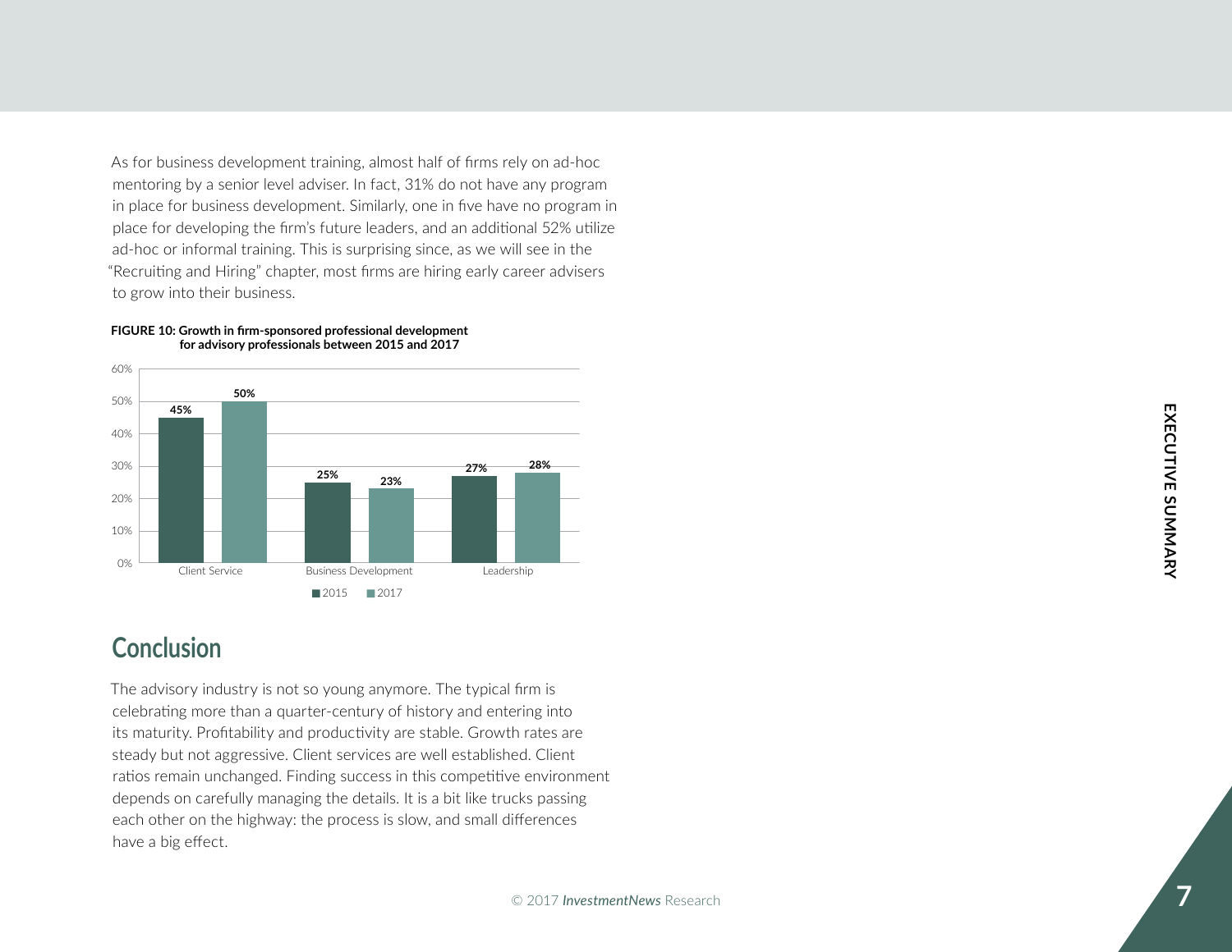As for business development training, almost half of firms rely on ad-hoc mentoring by a senior level adviser. In fact, 31% do not have any program in place for business development. Similarly, one in five have no program in place for developing the firm's future leaders, and an additional 52% utilize ad-hoc or informal training. This is surprising since, as we will see in the "Recruiting and Hiring" chapter, most firms are hiring early career advisers to grow into their business.

**FIGURE 10: Growth in firm-sponsored professional development for advisory professionals between 2015 and 2017**

60%
50%
40%
30%
20%
10%
0%

45%
50%
25%
23%
27%
28%

Client Service
Business Development
Leadership

2015
2017

## Conclusion

The advisory industry is not so young anymore. The typical firm is celebrating more than a quarter-century of history and entering into its maturity. Profitability and productivity are stable. Growth rates are steady but not aggressive. Client services are well established. Client ratios remain unchanged. Finding success in this competitive environment depends on carefully managing the details. It is a bit like trucks passing each other on the highway: the process is slow, and small differences have a big effect.